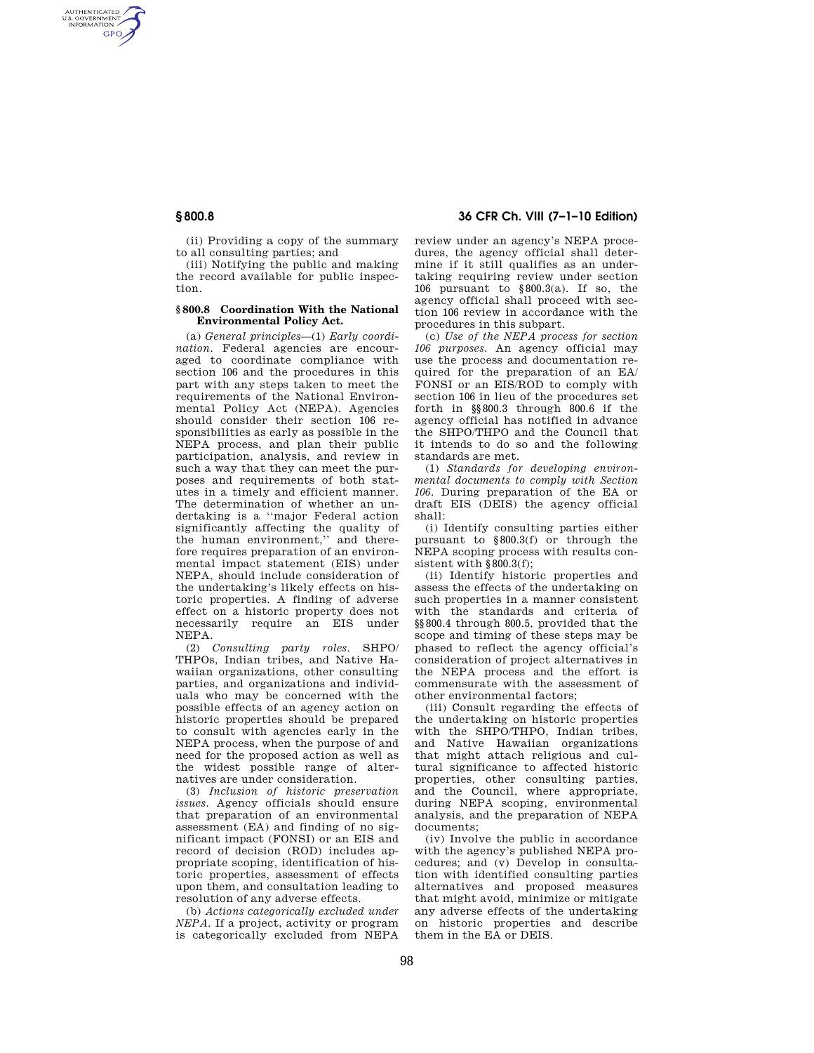(ii) Providing a copy of the summary to all consulting parties; and

(iii) Notifying the public and making the record available for public inspection.

## § 800.8 Coordination With the National Environmental Policy Act.

(a) *General principles*—(1) *Early coordination.* Federal agencies are encouraged to coordinate compliance with section 106 and the procedures in this part with any steps taken to meet the requirements of the National Environmental Policy Act (NEPA). Agencies should consider their section 106 responsibilities as early as possible in the NEPA process, and plan their public participation, analysis, and review in such a way that they can meet the purposes and requirements of both statutes in a timely and efficient manner. The determination of whether an undertaking is a ''major Federal action significantly affecting the quality of the human environment,'' and therefore requires preparation of an environmental impact statement (EIS) under NEPA, should include consideration of the undertaking's likely effects on historic properties. A finding of adverse effect on a historic property does not necessarily require an EIS under NEPA.

(2) *Consulting party roles.* SHPO/THPOs, Indian tribes, and Native Hawaiian organizations, other consulting parties, and organizations and individuals who may be concerned with the possible effects of an agency action on historic properties should be prepared to consult with agencies early in the NEPA process, when the purpose of and need for the proposed action as well as the widest possible range of alternatives are under consideration.

(3) *Inclusion of historic preservation issues.* Agency officials should ensure that preparation of an environmental assessment (EA) and finding of no significant impact (FONSI) or an EIS and record of decision (ROD) includes appropriate scoping, identification of historic properties, assessment of effects upon them, and consultation leading to resolution of any adverse effects.

(b) *Actions categorically excluded under NEPA.* If a project, activity or program is categorically excluded from NEPA review under an agency's NEPA procedures, the agency official shall determine if it still qualifies as an undertaking requiring review under section 106 pursuant to §800.3(a). If so, the agency official shall proceed with section 106 review in accordance with the procedures in this subpart.

(c) *Use of the NEPA process for section 106 purposes.* An agency official may use the process and documentation required for the preparation of an EA/FONSI or an EIS/ROD to comply with section 106 in lieu of the procedures set forth in §§800.3 through 800.6 if the agency official has notified in advance the SHPO/THPO and the Council that it intends to do so and the following standards are met.

(1) *Standards for developing environmental documents to comply with Section 106.* During preparation of the EA or draft EIS (DEIS) the agency official shall:

(i) Identify consulting parties either pursuant to §800.3(f) or through the NEPA scoping process with results consistent with §800.3(f);

(ii) Identify historic properties and assess the effects of the undertaking on such properties in a manner consistent with the standards and criteria of §§800.4 through 800.5, provided that the scope and timing of these steps may be phased to reflect the agency official's consideration of project alternatives in the NEPA process and the effort is commensurate with the assessment of other environmental factors;

(iii) Consult regarding the effects of the undertaking on historic properties with the SHPO/THPO, Indian tribes, and Native Hawaiian organizations that might attach religious and cultural significance to affected historic properties, other consulting parties, and the Council, where appropriate, during NEPA scoping, environmental analysis, and the preparation of NEPA documents;

(iv) Involve the public in accordance with the agency's published NEPA procedures; and (v) Develop in consultation with identified consulting parties alternatives and proposed measures that might avoid, minimize or mitigate any adverse effects of the undertaking on historic properties and describe them in the EA or DEIS.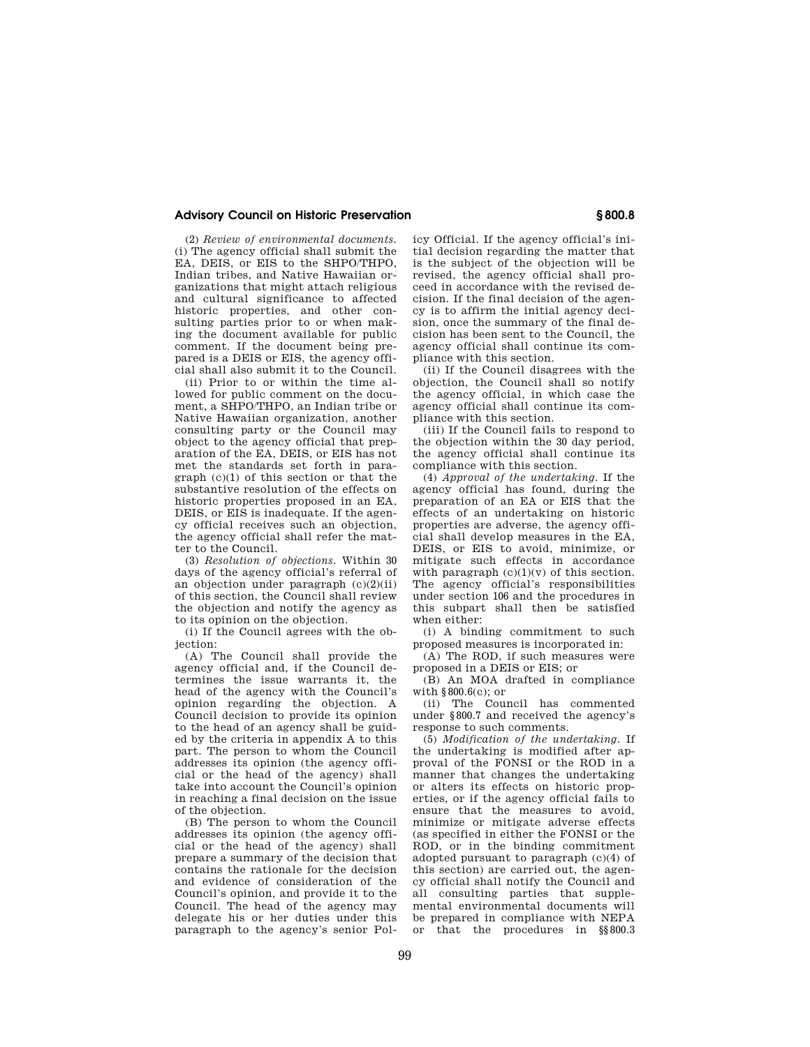(2) *Review of environmental documents.* (i) The agency official shall submit the EA, DEIS, or EIS to the SHPO/THPO, Indian tribes, and Native Hawaiian organizations that might attach religious and cultural significance to affected historic properties, and other consulting parties prior to or when making the document available for public comment. If the document being prepared is a DEIS or EIS, the agency official shall also submit it to the Council.

(ii) Prior to or within the time allowed for public comment on the document, a SHPO/THPO, an Indian tribe or Native Hawaiian organization, another consulting party or the Council may object to the agency official that preparation of the EA, DEIS, or EIS has not met the standards set forth in paragraph (c)(1) of this section or that the substantive resolution of the effects on historic properties proposed in an EA, DEIS, or EIS is inadequate. If the agency official receives such an objection, the agency official shall refer the matter to the Council.

(3) *Resolution of objections.* Within 30 days of the agency official's referral of an objection under paragraph (c)(2)(ii) of this section, the Council shall review the objection and notify the agency as to its opinion on the objection.

(i) If the Council agrees with the objection:

(A) The Council shall provide the agency official and, if the Council determines the issue warrants it, the head of the agency with the Council's opinion regarding the objection. A Council decision to provide its opinion to the head of an agency shall be guided by the criteria in appendix A to this part. The person to whom the Council addresses its opinion (the agency official or the head of the agency) shall take into account the Council's opinion in reaching a final decision on the issue of the objection.

(B) The person to whom the Council addresses its opinion (the agency official or the head of the agency) shall prepare a summary of the decision that contains the rationale for the decision and evidence of consideration of the Council's opinion, and provide it to the Council. The head of the agency may delegate his or her duties under this paragraph to the agency's senior Policy Official. If the agency official's initial decision regarding the matter that is the subject of the objection will be revised, the agency official shall proceed in accordance with the revised decision. If the final decision of the agency is to affirm the initial agency decision, once the summary of the final decision has been sent to the Council, the agency official shall continue its compliance with this section.

(ii) If the Council disagrees with the objection, the Council shall so notify the agency official, in which case the agency official shall continue its compliance with this section.

(iii) If the Council fails to respond to the objection within the 30 day period, the agency official shall continue its compliance with this section.

(4) *Approval of the undertaking.* If the agency official has found, during the preparation of an EA or EIS that the effects of an undertaking on historic properties are adverse, the agency official shall develop measures in the EA, DEIS, or EIS to avoid, minimize, or mitigate such effects in accordance with paragraph (c)(1)(v) of this section. The agency official's responsibilities under section 106 and the procedures in this subpart shall then be satisfied when either:

(i) A binding commitment to such proposed measures is incorporated in:

(A) The ROD, if such measures were proposed in a DEIS or EIS; or

(B) An MOA drafted in compliance with §800.6(c); or

(ii) The Council has commented under §800.7 and received the agency's response to such comments.

(5) *Modification of the undertaking.* If the undertaking is modified after approval of the FONSI or the ROD in a manner that changes the undertaking or alters its effects on historic properties, or if the agency official fails to ensure that the measures to avoid, minimize or mitigate adverse effects (as specified in either the FONSI or the ROD, or in the binding commitment adopted pursuant to paragraph (c)(4) of this section) are carried out, the agency official shall notify the Council and all consulting parties that supplemental environmental documents will be prepared in compliance with NEPA or that the procedures in §§800.3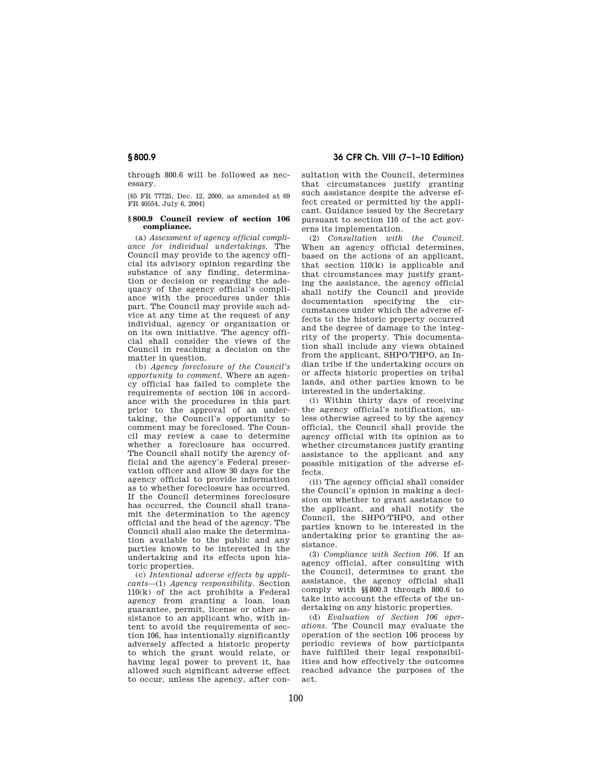through 800.6 will be followed as necessary.

[65 FR 77725, Dec. 12, 2000, as amended at 69 FR 40554, July 6, 2004]

### § 800.9 Council review of section 106 compliance.

(a) *Assessment of agency official compliance for individual undertakings.* The Council may provide to the agency official its advisory opinion regarding the substance of any finding, determination or decision or regarding the adequacy of the agency official's compliance with the procedures under this part. The Council may provide such advice at any time at the request of any individual, agency or organization or on its own initiative. The agency official shall consider the views of the Council in reaching a decision on the matter in question.

(b) *Agency foreclosure of the Council's opportunity to comment.* Where an agency official has failed to complete the requirements of section 106 in accordance with the procedures in this part prior to the approval of an undertaking, the Council's opportunity to comment may be foreclosed. The Council may review a case to determine whether a foreclosure has occurred. The Council shall notify the agency official and the agency's Federal preservation officer and allow 30 days for the agency official to provide information as to whether foreclosure has occurred. If the Council determines foreclosure has occurred, the Council shall transmit the determination to the agency official and the head of the agency. The Council shall also make the determination available to the public and any parties known to be interested in the undertaking and its effects upon historic properties.

(c) *Intentional adverse effects by applicants*—(1) *Agency responsibility.* Section 110(k) of the act prohibits a Federal agency from granting a loan, loan guarantee, permit, license or other assistance to an applicant who, with intent to avoid the requirements of section 106, has intentionally significantly adversely affected a historic property to which the grant would relate, or having legal power to prevent it, has allowed such significant adverse effect to occur, unless the agency, after consultation with the Council, determines that circumstances justify granting such assistance despite the adverse effect created or permitted by the applicant. Guidance issued by the Secretary pursuant to section 110 of the act governs its implementation.

(2) *Consultation with the Council.* When an agency official determines, based on the actions of an applicant, that section 110(k) is applicable and that circumstances may justify granting the assistance, the agency official shall notify the Council and provide documentation specifying the circumstances under which the adverse effects to the historic property occurred and the degree of damage to the integrity of the property. This documentation shall include any views obtained from the applicant, SHPO/THPO, an Indian tribe if the undertaking occurs on or affects historic properties on tribal lands, and other parties known to be interested in the undertaking.

(i) Within thirty days of receiving the agency official's notification, unless otherwise agreed to by the agency official, the Council shall provide the agency official with its opinion as to whether circumstances justify granting assistance to the applicant and any possible mitigation of the adverse effects.

(ii) The agency official shall consider the Council's opinion in making a decision on whether to grant assistance to the applicant, and shall notify the Council, the SHPO/THPO, and other parties known to be interested in the undertaking prior to granting the assistance.

(3) *Compliance with Section 106.* If an agency official, after consulting with the Council, determines to grant the assistance, the agency official shall comply with §§ 800.3 through 800.6 to take into account the effects of the undertaking on any historic properties.

(d) *Evaluation of Section 106 operations.* The Council may evaluate the operation of the section 106 process by periodic reviews of how participants have fulfilled their legal responsibilities and how effectively the outcomes reached advance the purposes of the act.